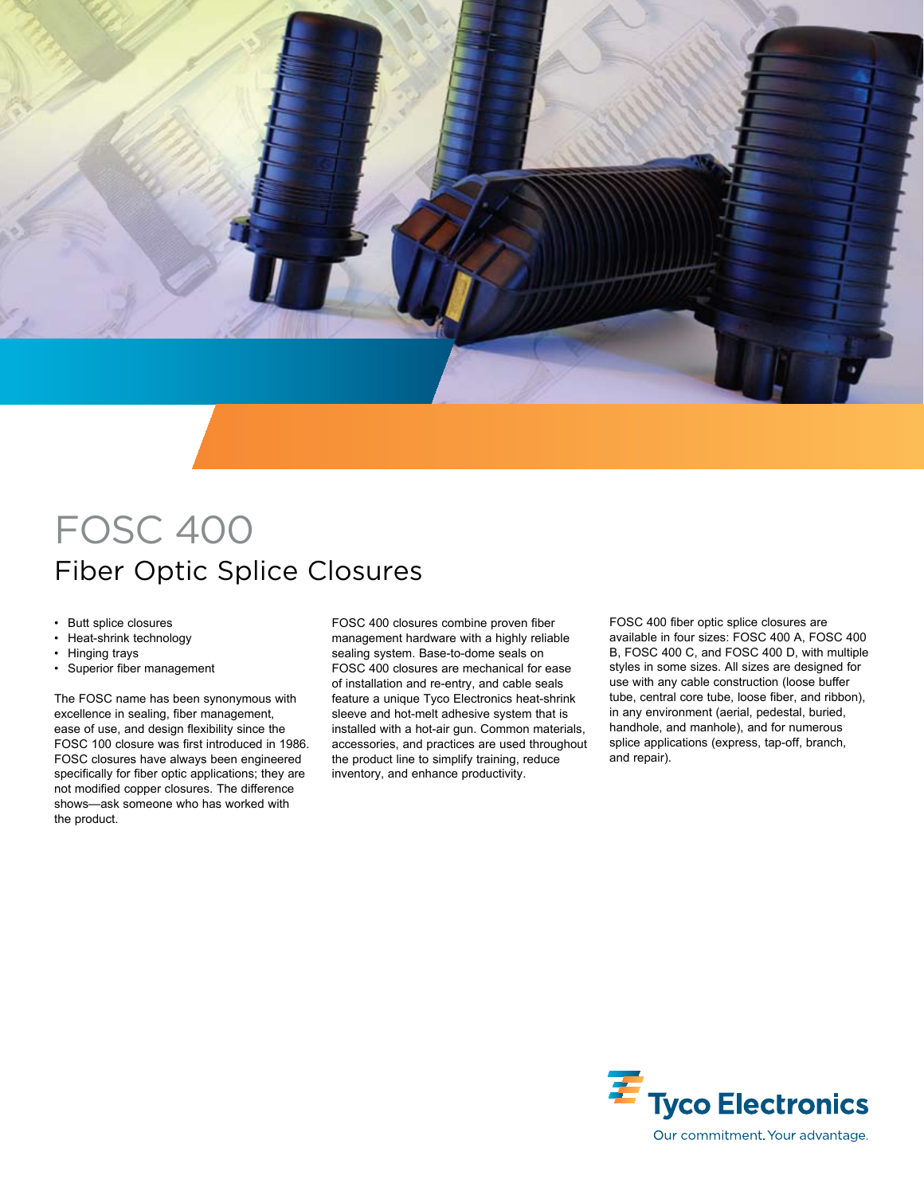# FOSC 400

## Fiber Optic Splice Closures

- Butt splice closures
- Heat-shrink technology
- Hinging trays
- Superior fiber management

The FOSC name has been synonymous with excellence in sealing, fiber management, ease of use, and design flexibility since the FOSC 100 closure was first introduced in 1986. FOSC closures have always been engineered specifically for fiber optic applications; they are not modified copper closures. The difference shows—ask someone who has worked with the product.

FOSC 400 closures combine proven fiber management hardware with a highly reliable sealing system. Base-to-dome seals on FOSC 400 closures are mechanical for ease of installation and re-entry, and cable seals feature a unique Tyco Electronics heat-shrink sleeve and hot-melt adhesive system that is installed with a hot-air gun. Common materials, accessories, and practices are used throughout the product line to simplify training, reduce inventory, and enhance productivity.

FOSC 400 fiber optic splice closures are available in four sizes: FOSC 400 A, FOSC 400 B, FOSC 400 C, and FOSC 400 D, with multiple styles in some sizes. All sizes are designed for use with any cable construction (loose buffer tube, central core tube, loose fiber, and ribbon), in any environment (aerial, pedestal, buried, handhole, and manhole), and for numerous splice applications (express, tap-off, branch, and repair).

Tyco Electronics

Our commitment. Your advantage.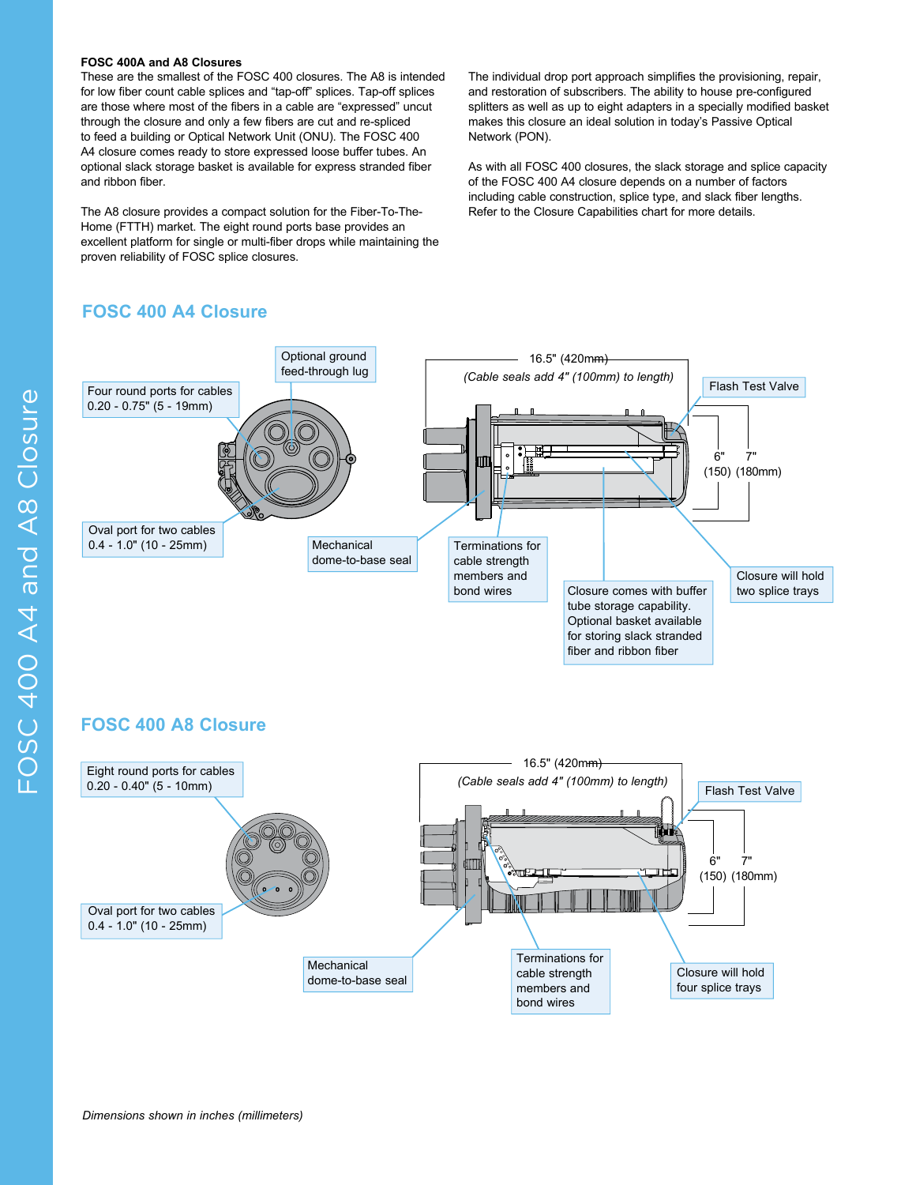**FOSC 400A and A8 Closures**

These are the smallest of the FOSC 400 closures. The A8 is intended for low fiber count cable splices and "tap-off" splices. Tap-off splices are those where most of the fibers in a cable are "expressed" uncut through the closure and only a few fibers are cut and re-spliced to feed a building or Optical Network Unit (ONU). The FOSC 400 A4 closure comes ready to store expressed loose buffer tubes. An optional slack storage basket is available for express stranded fiber and ribbon fiber.

The A8 closure provides a compact solution for the Fiber-To-The-Home (FTTH) market. The eight round ports base provides an excellent platform for single or multi-fiber drops while maintaining the proven reliability of FOSC splice closures.

The individual drop port approach simplifies the provisioning, repair, and restoration of subscribers. The ability to house pre-configured splitters as well as up to eight adapters in a specially modified basket makes this closure an ideal solution in today's Passive Optical Network (PON).

As with all FOSC 400 closures, the slack storage and splice capacity of the FOSC 400 A4 closure depends on a number of factors including cable construction, splice type, and slack fiber lengths. Refer to the Closure Capabilities chart for more details.

## FOSC 400 A4 Closure

Optional ground feed-through lug

Four round ports for cables 0.20 - 0.75" (5 - 19mm)

Oval port for two cables 0.4 - 1.0" (10 - 25mm)

16.5" (420mm)

*(Cable seals add 4" (100mm) to length)*

Flash Test Valve

6" (150) 7" (180mm)

Mechanical dome-to-base seal

Terminations for cable strength members and bond wires

Closure comes with buffer tube storage capability. Optional basket available for storing slack stranded fiber and ribbon fiber

Closure will hold two splice trays

## FOSC 400 A8 Closure

Eight round ports for cables 0.20 - 0.40" (5 - 10mm)

Oval port for two cables 0.4 - 1.0" (10 - 25mm)

16.5" (420mm)

*(Cable seals add 4" (100mm) to length)*

Flash Test Valve

6" (150) 7" (180mm)

Mechanical dome-to-base seal

Terminations for cable strength members and bond wires

Closure will hold four splice trays

*Dimensions shown in inches (millimeters)*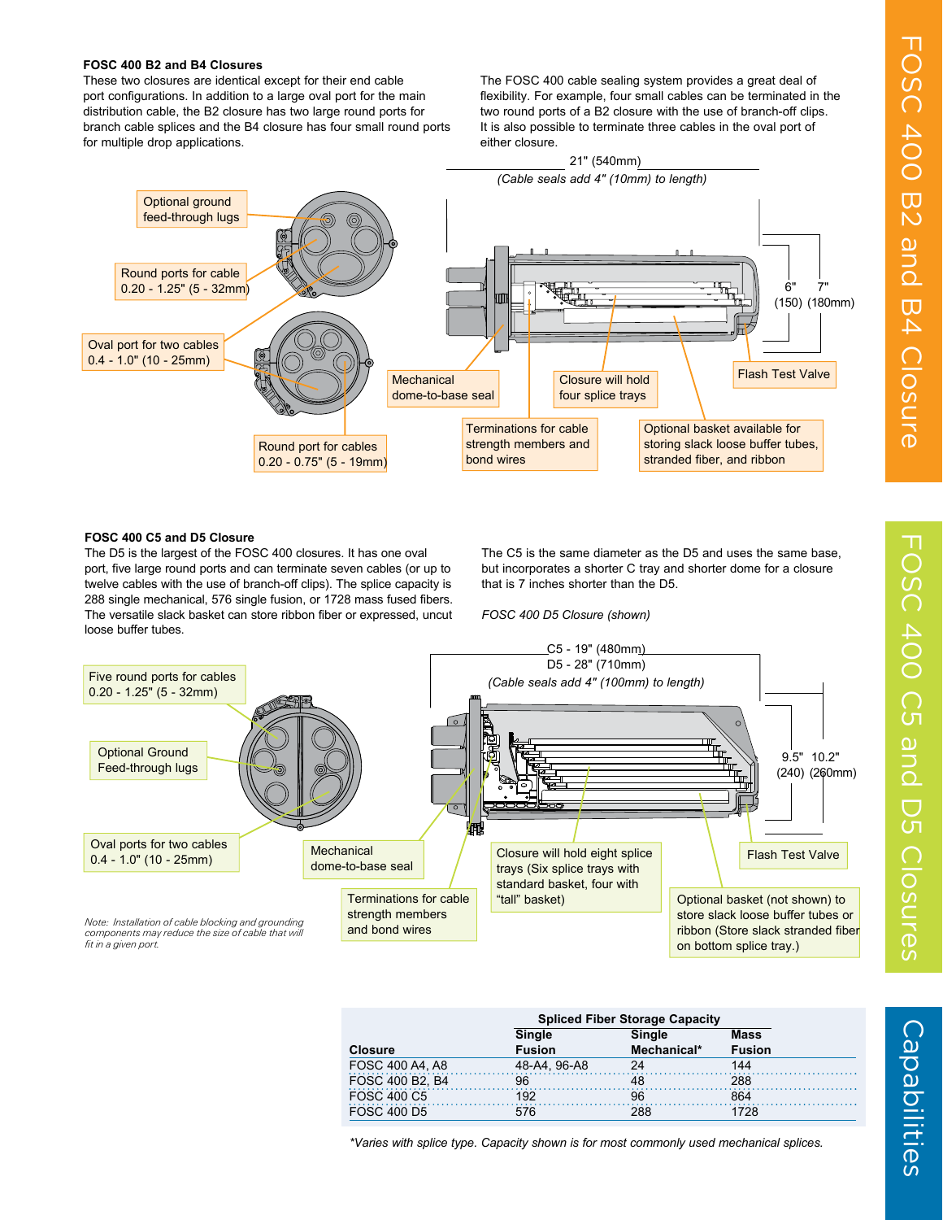### FOSC 400 B2 and B4 Closures

These two closures are identical except for their end cable port configurations. In addition to a large oval port for the main distribution cable, the B2 closure has two large round ports for branch cable splices and the B4 closure has four small round ports for multiple drop applications.

The FOSC 400 cable sealing system provides a great deal of flexibility. For example, four small cables can be terminated in the two round ports of a B2 closure with the use of branch-off clips. It is also possible to terminate three cables in the oval port of either closure.

21" (540mm)

*(Cable seals add 4" (10mm) to length)*

6" (150) 7" (180mm)

Optional ground feed-through lugs

Round ports for cable 0.20 - 1.25" (5 - 32mm)

Oval port for two cables 0.4 - 1.0" (10 - 25mm)

Round port for cables 0.20 - 0.75" (5 - 19mm)

Mechanical dome-to-base seal

Closure will hold four splice trays

Flash Test Valve

Terminations for cable strength members and bond wires

Optional basket available for storing slack loose buffer tubes, stranded fiber, and ribbon

### FOSC 400 C5 and D5 Closure

The D5 is the largest of the FOSC 400 closures. It has one oval port, five large round ports and can terminate seven cables (or up to twelve cables with the use of branch-off clips). The splice capacity is 288 single mechanical, 576 single fusion, or 1728 mass fused fibers. The versatile slack basket can store ribbon fiber or expressed, uncut loose buffer tubes.

The C5 is the same diameter as the D5 and uses the same base, but incorporates a shorter C tray and shorter dome for a closure that is 7 inches shorter than the D5.

*FOSC 400 D5 Closure (shown)*

C5 - 19" (480mm)
D5 - 28" (710mm)
*(Cable seals add 4" (100mm) to length)*

9.5" (240) 10.2" (260mm)

Five round ports for cables 0.20 - 1.25" (5 - 32mm)

Optional Ground Feed-through lugs

Oval ports for two cables 0.4 - 1.0" (10 - 25mm)

Mechanical dome-to-base seal

Closure will hold eight splice trays (Six splice trays with standard basket, four with "tall" basket)

Flash Test Valve

Terminations for cable strength members and bond wires

Optional basket (not shown) to store slack loose buffer tubes or ribbon (Store slack stranded fiber on bottom splice tray.)

*Note: Installation of cable blocking and grounding components may reduce the size of cable that will fit in a given port.*

| Closure | Spliced Fiber Storage Capacity | | |
|---|---|---|---|
| | Single Fusion | Single Mechanical* | Mass Fusion |
| FOSC 400 A4, A8 | 48-A4, 96-A8 | 24 | 144 |
| FOSC 400 B2, B4 | 96 | 48 | 288 |
| FOSC 400 C5 | 192 | 96 | 864 |
| FOSC 400 D5 | 576 | 288 | 1728 |

*\*Varies with splice type. Capacity shown is for most commonly used mechanical splices.*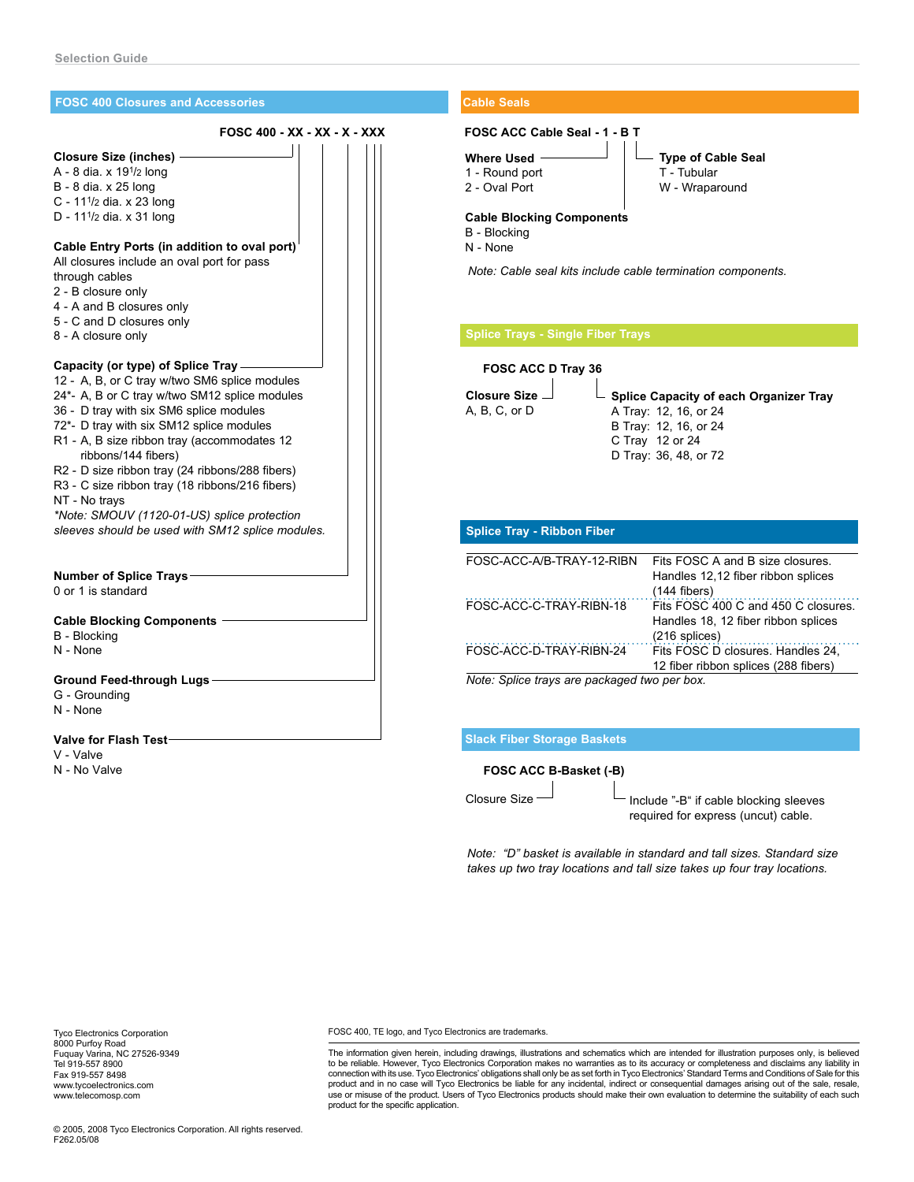Selection Guide

## FOSC 400 Closures and Accessories

**FOSC 400 - XX - XX - X - XXX**

**Closure Size (inches)**
A - 8 dia. x 19$^{1}/_{2}$ long
B - 8 dia. x 25 long
C - 11$^{1}/_{2}$ dia. x 23 long
D - 11$^{1}/_{2}$ dia. x 31 long

**Cable Entry Ports (in addition to oval port)**
All closures include an oval port for pass through cables
2 - B closure only
4 - A and B closures only
5 - C and D closures only
8 - A closure only

**Capacity (or type) of Splice Tray**
12 - A, B, or C tray w/two SM6 splice modules
24*- A, B or C tray w/two SM12 splice modules
36 - D tray with six SM6 splice modules
72*- D tray with six SM12 splice modules
R1 - A, B size ribbon tray (accommodates 12 ribbons/144 fibers)
R2 - D size ribbon tray (24 ribbons/288 fibers)
R3 - C size ribbon tray (18 ribbons/216 fibers)
NT - No trays
*\*Note: SMOUV (1120-01-US) splice protection sleeves should be used with SM12 splice modules.*

**Number of Splice Trays**
0 or 1 is standard

**Cable Blocking Components**
B - Blocking
N - None

**Ground Feed-through Lugs**
G - Grounding
N - None

**Valve for Flash Test**
V - Valve
N - No Valve

## Cable Seals

**FOSC ACC Cable Seal - 1 - B T**

**Where Used**
1 - Round port
2 - Oval Port

**Type of Cable Seal**
T - Tubular
W - Wraparound

**Cable Blocking Components**
B - Blocking
N - None

*Note: Cable seal kits include cable termination components.*

## Splice Trays - Single Fiber Trays

**FOSC ACC D Tray 36**

**Closure Size**
A, B, C, or D

**Splice Capacity of each Organizer Tray**
A Tray: 12, 16, or 24
B Tray: 12, 16, or 24
C Tray 12 or 24
D Tray: 36, 48, or 72

## Splice Tray - Ribbon Fiber

| | |
|---|---|
| FOSC-ACC-A/B-TRAY-12-RIBN | Fits FOSC A and B size closures. Handles 12,12 fiber ribbon splices (144 fibers) |
| FOSC-ACC-C-TRAY-RIBN-18 | Fits FOSC 400 C and 450 C closures. Handles 18, 12 fiber ribbon splices (216 splices) |
| FOSC-ACC-D-TRAY-RIBN-24 | Fits FOSC D closures. Handles 24, 12 fiber ribbon splices (288 fibers) |

*Note: Splice trays are packaged two per box.*

## Slack Fiber Storage Baskets

**FOSC ACC B-Basket (-B)**

Closure Size

Include "-B" if cable blocking sleeves required for express (uncut) cable.

*Note: "D" basket is available in standard and tall sizes. Standard size takes up two tray locations and tall size takes up four tray locations.*

Tyco Electronics Corporation
8000 Purfoy Road
Fuquay Varina, NC 27526-9349
Tel 919-557 8900
Fax 919-557 8498
www.tycoelectronics.com
www.telecomosp.com

FOSC 400, TE logo, and Tyco Electronics are trademarks.

The information given herein, including drawings, illustrations and schematics which are intended for illustration purposes only, is believed to be reliable. However, Tyco Electronics Corporation makes no warranties as to its accuracy or completeness and disclaims any liability in connection with its use. Tyco Electronics' obligations shall only be as set forth in Tyco Electronics' Standard Terms and Conditions of Sale for this product and in no case will Tyco Electronics be liable for any incidental, indirect or consequential damages arising out of the sale, resale, use or misuse of the product. Users of Tyco Electronics products should make their own evaluation to determine the suitability of each such product for the specific application.

© 2005, 2008 Tyco Electronics Corporation. All rights reserved.
F262.05/08